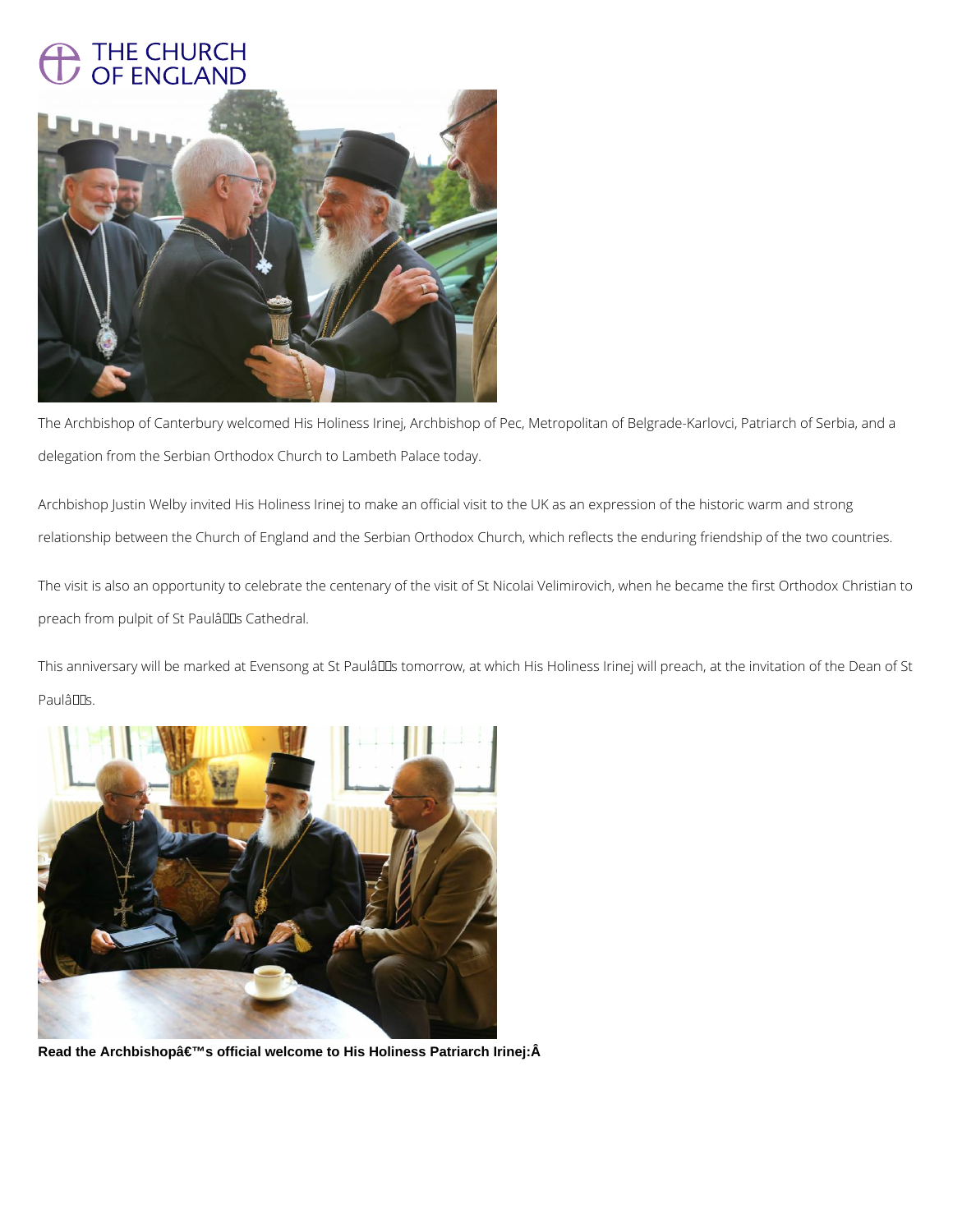THE CHURCH OF ENGLAND

The Archbishop of Canterbury welcomed His Holiness Irinej, Archbishop of Pec, Metropolitan of Belgrade-Karlovci, Patriarch of Serbia, and a delegation from the Serbian Orthodox Church to Lambeth Palace today.

Archbishop Justin Welby invited His Holiness Irinej to make an official visit to the UK as an expression of the historic warm and strong relationship between the Church of England and the Serbian Orthodox Church, which reflects the enduring friendship of the two countries.

The visit is also an opportunity to celebrate the centenary of the visit of St Nicolai Velimirovich, when he became the first Orthodox Christian to preach from pulpit of St Paulâs Cathedral.

This anniversary will be marked at Evensong at St Paulâs tomorrow, at which His Holiness Irinej will preach, at the invitation of the Dean of St Paulâs.

**Read the Archbishopâ€™s official welcome to His Holiness Patriarch Irinej:Â**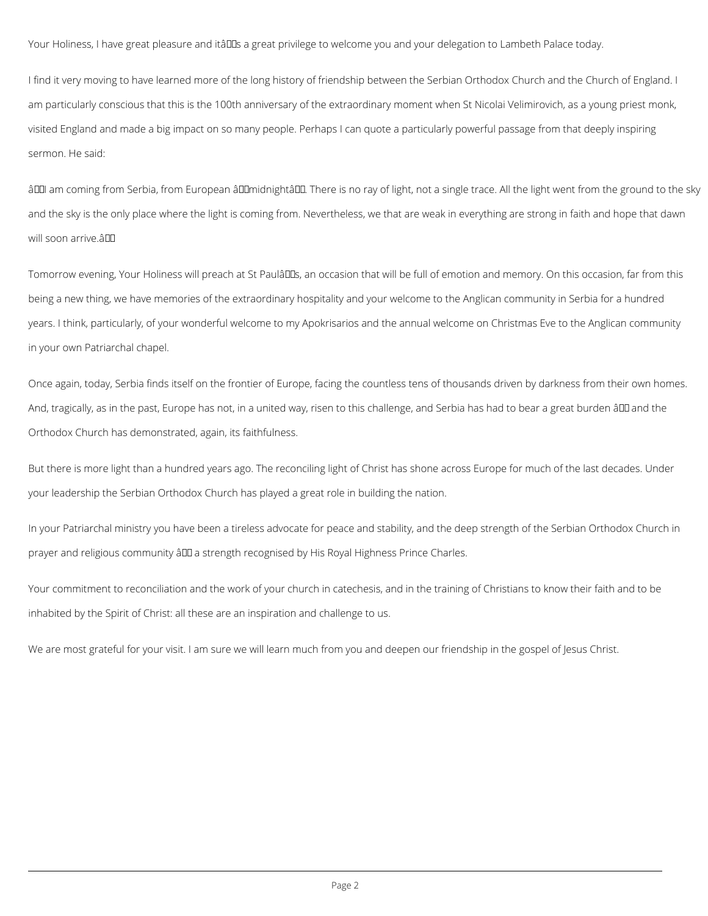Your Holiness, I have great pleasure and itâs a great privilege to welcome you and your delegation to Lambeth Palace today.

I find it very moving to have learned more of the long history of friendship between the Serbian Orthodox Church and the Church of England. I am particularly conscious that this is the 100th anniversary of the extraordinary moment when St Nicolai Velimirovich, as a young priest monk, visited England and made a big impact on so many people. Perhaps I can quote a particularly powerful passage from that deeply inspiring sermon. He said:

âI am coming from Serbia, from European âmidnightâ. There is no ray of light, not a single trace. All the light went from the ground to the sky and the sky is the only place where the light is coming from. Nevertheless, we that are weak in everything are strong in faith and hope that dawn will soon arrive.â

Tomorrow evening, Your Holiness will preach at St Paulâs, an occasion that will be full of emotion and memory. On this occasion, far from this being a new thing, we have memories of the extraordinary hospitality and your welcome to the Anglican community in Serbia for a hundred years. I think, particularly, of your wonderful welcome to my Apokrisarios and the annual welcome on Christmas Eve to the Anglican community in your own Patriarchal chapel.

Once again, today, Serbia finds itself on the frontier of Europe, facing the countless tens of thousands driven by darkness from their own homes. And, tragically, as in the past, Europe has not, in a united way, risen to this challenge, and Serbia has had to bear a great burden â and the Orthodox Church has demonstrated, again, its faithfulness.

But there is more light than a hundred years ago. The reconciling light of Christ has shone across Europe for much of the last decades. Under your leadership the Serbian Orthodox Church has played a great role in building the nation.

In your Patriarchal ministry you have been a tireless advocate for peace and stability, and the deep strength of the Serbian Orthodox Church in prayer and religious community â a strength recognised by His Royal Highness Prince Charles.

Your commitment to reconciliation and the work of your church in catechesis, and in the training of Christians to know their faith and to be inhabited by the Spirit of Christ: all these are an inspiration and challenge to us.

We are most grateful for your visit. I am sure we will learn much from you and deepen our friendship in the gospel of Jesus Christ.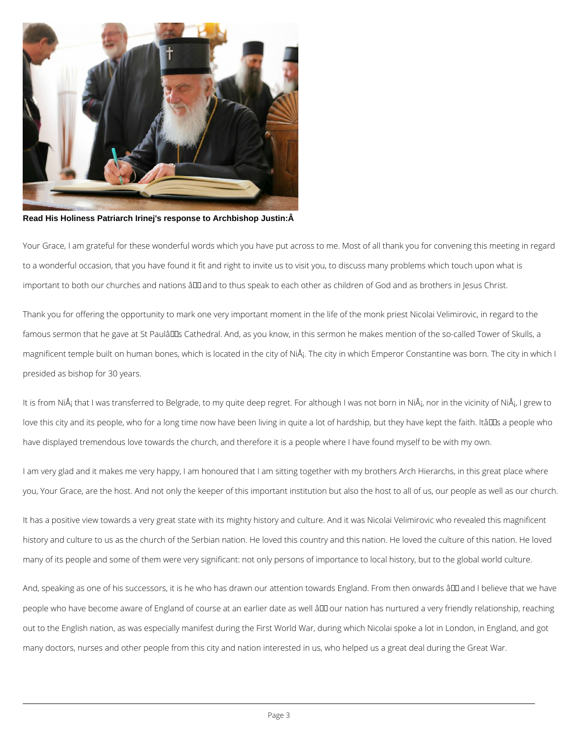**Read His Holiness Patriarch Irinej's response to Archbishop Justin:Â**

Your Grace, I am grateful for these wonderful words which you have put across to me. Most of all thank you for convening this meeting in regard to a wonderful occasion, that you have found it fit and right to invite us to visit you, to discuss many problems which touch upon what is important to both our churches and nations â and to thus speak to each other as children of God and as brothers in Jesus Christ.

Thank you for offering the opportunity to mark one very important moment in the life of the monk priest Nicolai Velimirovic, in regard to the famous sermon that he gave at St Paulâs Cathedral. And, as you know, in this sermon he makes mention of the so-called Tower of Skulls, a magnificent temple built on human bones, which is located in the city of NiÅ¡. The city in which Emperor Constantine was born. The city in which I presided as bishop for 30 years.

It is from NiÅ¡ that I was transferred to Belgrade, to my quite deep regret. For although I was not born in NiÅ¡, nor in the vicinity of NiÅ¡, I grew to love this city and its people, who for a long time now have been living in quite a lot of hardship, but they have kept the faith. Itâs a people who have displayed tremendous love towards the church, and therefore it is a people where I have found myself to be with my own.

I am very glad and it makes me very happy, I am honoured that I am sitting together with my brothers Arch Hierarchs, in this great place where you, Your Grace, are the host. And not only the keeper of this important institution but also the host to all of us, our people as well as our church.

It has a positive view towards a very great state with its mighty history and culture. And it was Nicolai Velimirovic who revealed this magnificent history and culture to us as the church of the Serbian nation. He loved this country and this nation. He loved the culture of this nation. He loved many of its people and some of them were very significant: not only persons of importance to local history, but to the global world culture.

And, speaking as one of his successors, it is he who has drawn our attention towards England. From then onwards â and I believe that we have people who have become aware of England of course at an earlier date as well â our nation has nurtured a very friendly relationship, reaching out to the English nation, as was especially manifest during the First World War, during which Nicolai spoke a lot in London, in England, and got many doctors, nurses and other people from this city and nation interested in us, who helped us a great deal during the Great War.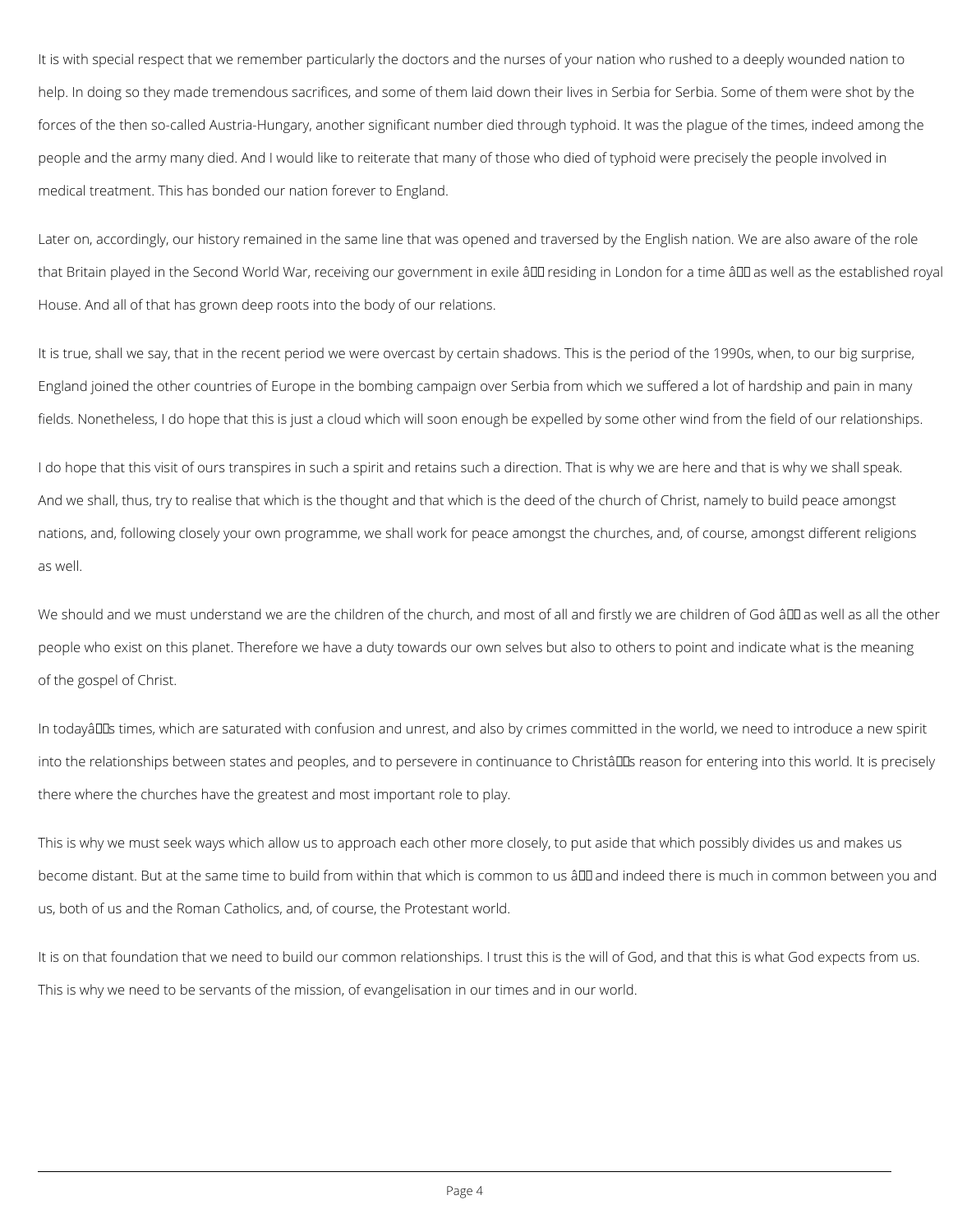It is with special respect that we remember particularly the doctors and the nurses of your nation who rushed to a deeply wounded nation to help. In doing so they made tremendous sacrifices, and some of them laid down their lives in Serbia for Serbia. Some of them were shot by the forces of the then so-called Austria-Hungary, another significant number died through typhoid. It was the plague of the times, indeed among the people and the army many died. And I would like to reiterate that many of those who died of typhoid were precisely the people involved in medical treatment. This has bonded our nation forever to England.

Later on, accordingly, our history remained in the same line that was opened and traversed by the English nation. We are also aware of the role that Britain played in the Second World War, receiving our government in exile — residing in London for a time — as well as the established royal House. And all of that has grown deep roots into the body of our relations.

It is true, shall we say, that in the recent period we were overcast by certain shadows. This is the period of the 1990s, when, to our big surprise, England joined the other countries of Europe in the bombing campaign over Serbia from which we suffered a lot of hardship and pain in many fields. Nonetheless, I do hope that this is just a cloud which will soon enough be expelled by some other wind from the field of our relationships.

I do hope that this visit of ours transpires in such a spirit and retains such a direction. That is why we are here and that is why we shall speak. And we shall, thus, try to realise that which is the thought and that which is the deed of the church of Christ, namely to build peace amongst nations, and, following closely your own programme, we shall work for peace amongst the churches, and, of course, amongst different religions as well.

We should and we must understand we are the children of the church, and most of all and firstly we are children of God — as well as all the other people who exist on this planet. Therefore we have a duty towards our own selves but also to others to point and indicate what is the meaning of the gospel of Christ.

In today's times, which are saturated with confusion and unrest, and also by crimes committed in the world, we need to introduce a new spirit into the relationships between states and peoples, and to persevere in continuance to Christ's reason for entering into this world. It is precisely there where the churches have the greatest and most important role to play.

This is why we must seek ways which allow us to approach each other more closely, to put aside that which possibly divides us and makes us become distant. But at the same time to build from within that which is common to us — and indeed there is much in common between you and us, both of us and the Roman Catholics, and, of course, the Protestant world.

It is on that foundation that we need to build our common relationships. I trust this is the will of God, and that this is what God expects from us. This is why we need to be servants of the mission, of evangelisation in our times and in our world.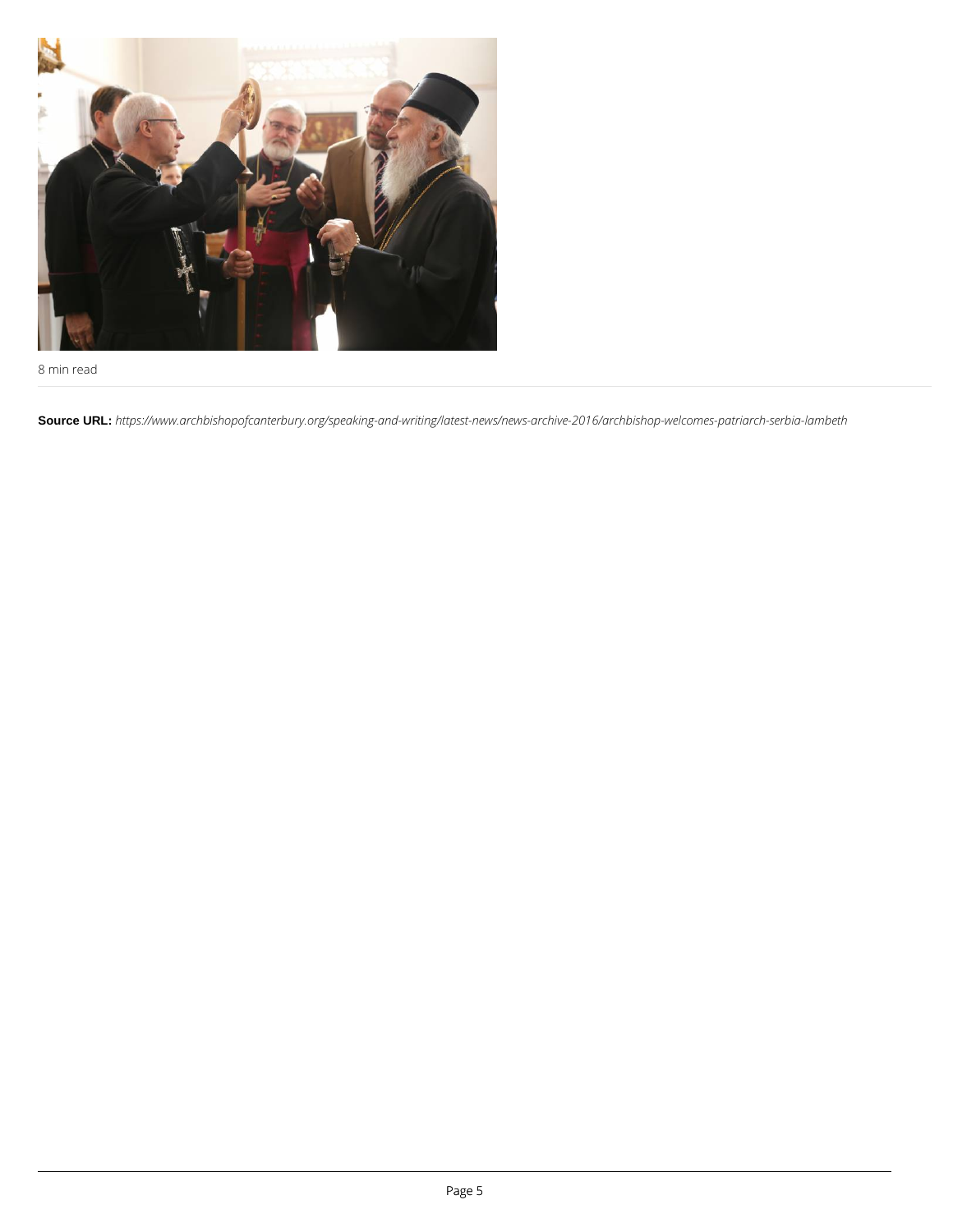8 min read

**Source URL:** *https://www.archbishopofcanterbury.org/speaking-and-writing/latest-news/news-archive-2016/archbishop-welcomes-patriarch-serbia-lambeth*